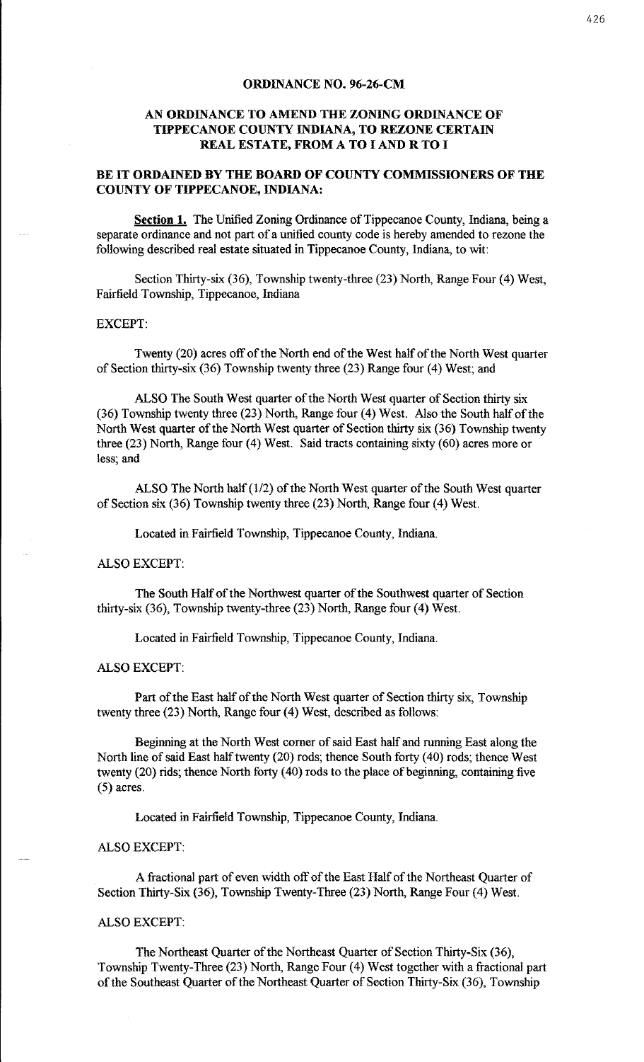**ORDINANCE NO. 96-26-CM**

**AN ORDINANCE TO AMEND THE ZONING ORDINANCE OF TIPPECANOE COUNTY INDIANA, TO REZONE CERTAIN REAL ESTATE, FROM A TO I AND R TO I**

**BE IT ORDAINED BY THE BOARD OF COUNTY COMMISSIONERS OF THE COUNTY OF TIPPECANOE, INDIANA:**

**Section 1.** The Unified Zoning Ordinance of Tippecanoe County, Indiana, being a separate ordinance and not part of a unified county code is hereby amended to rezone the following described real estate situated in Tippecanoe County, Indiana, to wit:

Section Thirty-six (36), Township twenty-three (23) North, Range Four (4) West, Fairfield Township, Tippecanoe, Indiana

EXCEPT:

Twenty (20) acres off of the North end of the West half of the North West quarter of Section thirty-six (36) Township twenty three (23) Range four (4) West; and

ALSO The South West quarter of the North West quarter of Section thirty six (36) Township twenty three (23) North, Range four (4) West. Also the South half of the North West quarter of the North West quarter of Section thirty six (36) Township twenty three (23) North, Range four (4) West. Said tracts containing sixty (60) acres more or less; and

ALSO The North half (1/2) of the North West quarter of the South West quarter of Section six (36) Township twenty three (23) North, Range four (4) West.

Located in Fairfield Township, Tippecanoe County, Indiana.

ALSO EXCEPT:

The South Half of the Northwest quarter of the Southwest quarter of Section thirty-six (36), Township twenty-three (23) North, Range four (4) West.

Located in Fairfield Township, Tippecanoe County, Indiana.

ALSO EXCEPT:

Part of the East half of the North West quarter of Section thirty six, Township twenty three (23) North, Range four (4) West, described as follows:

Beginning at the North West corner of said East half and running East along the North line of said East half twenty (20) rods; thence South forty (40) rods; thence West twenty (20) rids; thence North forty (40) rods to the place of beginning, containing five (5) acres.

Located in Fairfield Township, Tippecanoe County, Indiana.

ALSO EXCEPT:

A fractional part of even width off of the East Half of the Northeast Quarter of Section Thirty-Six (36), Township Twenty-Three (23) North, Range Four (4) West.

ALSO EXCEPT:

The Northeast Quarter of the Northeast Quarter of Section Thirty-Six (36), Township Twenty-Three (23) North, Range Four (4) West together with a fractional part of the Southeast Quarter of the Northeast Quarter of Section Thirty-Six (36), Township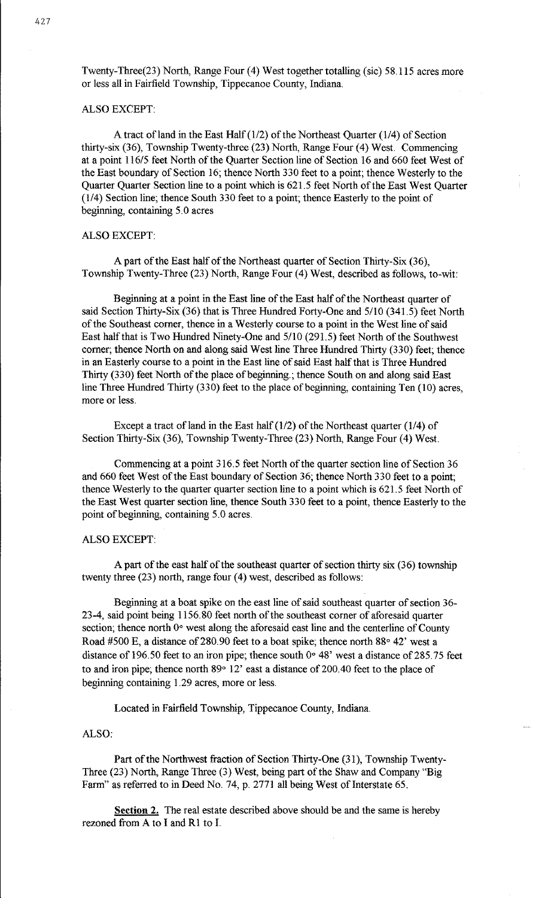Twenty-Three(23) North, Range Four (4) West together totalling (sic) 58.115 acres more or less all in Fairfield Township, Tippecanoe County, Indiana.

ALSO EXCEPT:

A tract of land in the East Half (1/2) of the Northeast Quarter (1/4) of Section thirty-six (36), Township Twenty-three (23) North, Range Four (4) West. Commencing at a point 116/5 feet North of the Quarter Section line of Section 16 and 660 feet West of the East boundary of Section 16; thence North 330 feet to a point; thence Westerly to the Quarter Quarter Section line to a point which is 621.5 feet North of the East West Quarter (1/4) Section line; thence South 330 feet to a point; thence Easterly to the point of beginning, containing 5.0 acres

ALSO EXCEPT:

A part of the East half of the Northeast quarter of Section Thirty-Six (36), Township Twenty-Three (23) North, Range Four (4) West, described as follows, to-wit:

Beginning at a point in the East line of the East half of the Northeast quarter of said Section Thirty-Six (36) that is Three Hundred Forty-One and 5/10 (341.5) feet North of the Southeast corner, thence in a Westerly course to a point in the West line of said East half that is Two Hundred Ninety-One and 5/10 (291.5) feet North of the Southwest corner; thence North on and along said West line Three Hundred Thirty (330) feet; thence in an Easterly course to a point in the East line of said East half that is Three Hundred Thirty (330) feet North of the place of beginning.; thence South on and along said East line Three Hundred Thirty (330) feet to the place of beginning, containing Ten (10) acres, more or less.

Except a tract of land in the East half (1/2) of the Northeast quarter (1/4) of Section Thirty-Six (36), Township Twenty-Three (23) North, Range Four (4) West.

Commencing at a point 316.5 feet North of the quarter section line of Section 36 and 660 feet West of the East boundary of Section 36; thence North 330 feet to a point; thence Westerly to the quarter quarter section line to a point which is 621.5 feet North of the East West quarter section line, thence South 330 feet to a point, thence Easterly to the point of beginning, containing 5.0 acres.

ALSO EXCEPT:

A part of the east half of the southeast quarter of section thirty six (36) township twenty three (23) north, range four (4) west, described as follows:

Beginning at a boat spike on the east line of said southeast quarter of section 36-23-4, said point being 1156.80 feet north of the southeast corner of aforesaid quarter section; thence north 0° west along the aforesaid east line and the centerline of County Road #500 E, a distance of 280.90 feet to a boat spike; thence north 88° 42' west a distance of 196.50 feet to an iron pipe; thence south 0° 48' west a distance of 285.75 feet to and iron pipe; thence north 89° 12' east a distance of 200.40 feet to the place of beginning containing 1.29 acres, more or less.

Located in Fairfield Township, Tippecanoe County, Indiana.

ALSO:

Part of the Northwest fraction of Section Thirty-One (31), Township Twenty-Three (23) North, Range Three (3) West, being part of the Shaw and Company "Big Farm" as referred to in Deed No. 74, p. 2771 all being West of Interstate 65.

**Section 2.** The real estate described above should be and the same is hereby rezoned from A to I and R1 to I.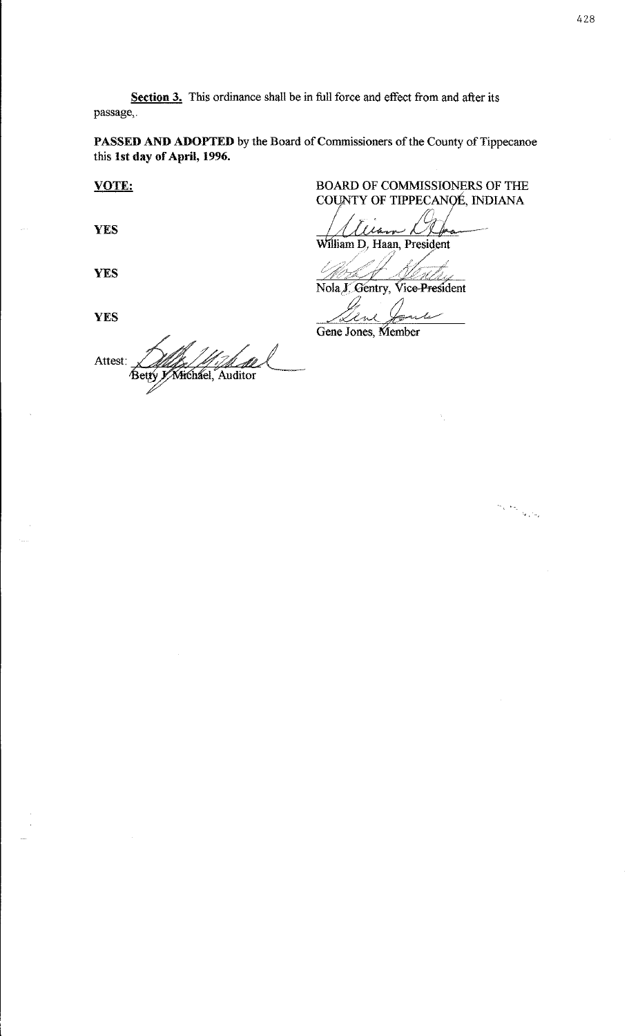**Section 3.** This ordinance shall be in full force and effect from and after its passage,.

**PASSED AND ADOPTED** by the Board of Commissioners of the County of Tippecanoe this **1st day of April, 1996.**

| **VOTE:** | BOARD OF COMMISSIONERS OF THE COUNTY OF TIPPECANOE, INDIANA |
|---|---|
| **YES** | William D. Haan, President |
| **YES** | Nola J. Gentry, Vice-President |
| **YES** | Gene Jones, Member |

Attest: Betty J. Michael, Auditor